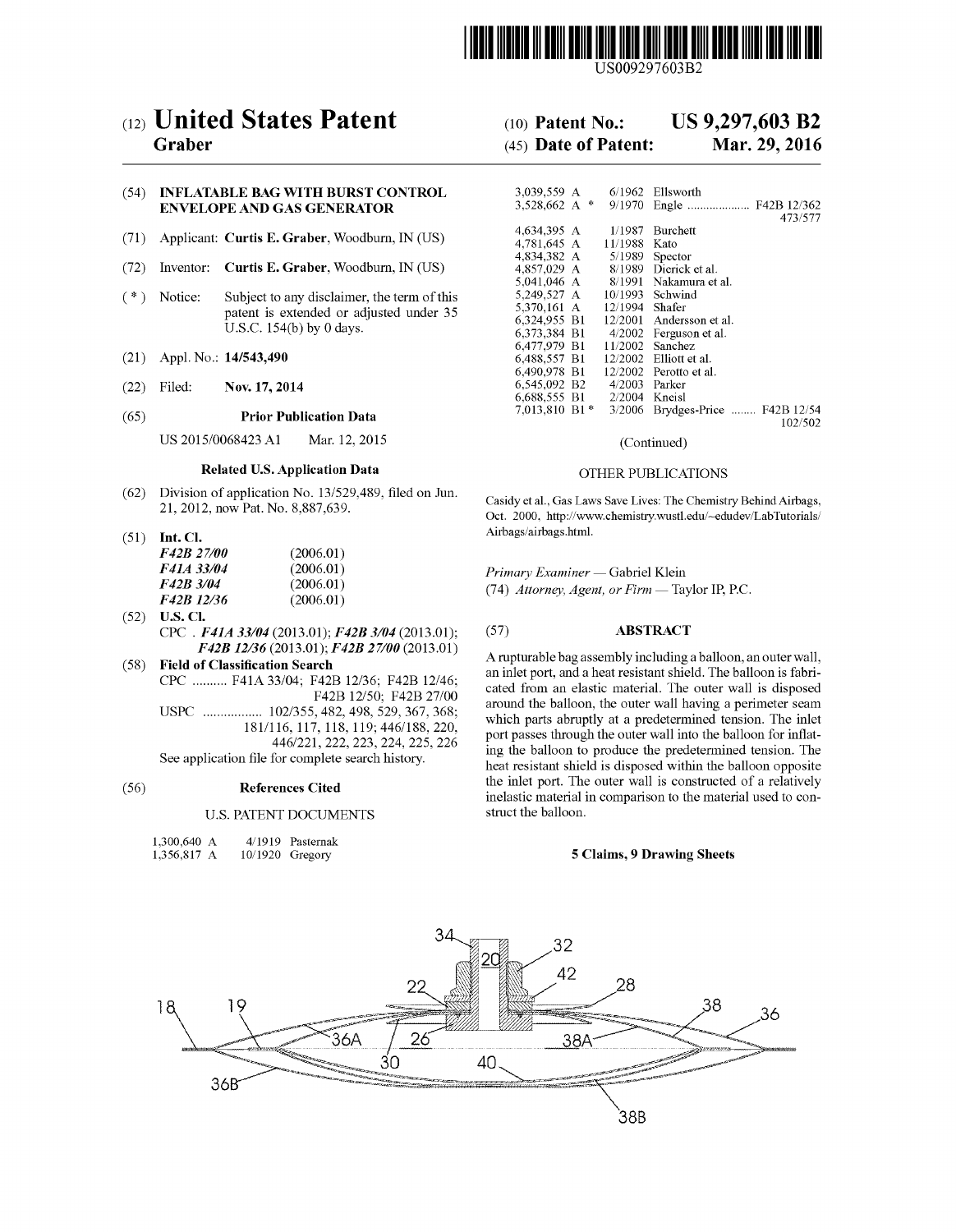US009297603B2

# (12) United States Patent
**Graber**

(10) **Patent No.: US 9,297,603 B2**

(45) **Date of Patent: Mar. 29, 2016**

(54) **INFLATABLE BAG WITH BURST CONTROL ENVELOPE AND GAS GENERATOR**

(71) Applicant: **Curtis E. Graber**, Woodburn, IN (US)

(72) Inventor: **Curtis E. Graber**, Woodburn, IN (US)

( * ) Notice: Subject to any disclaimer, the term of this patent is extended or adjusted under 35 U.S.C. 154(b) by 0 days.

(21) Appl. No.: **14/543,490**

(22) Filed: **Nov. 17, 2014**

(65) **Prior Publication Data**

US 2015/0068423 A1 Mar. 12, 2015

**Related U.S. Application Data**

(62) Division of application No. 13/529,489, filed on Jun. 21, 2012, now Pat. No. 8,887,639.

(51) **Int. Cl.**

| | |
|---|---|
| *F42B 27/00* | (2006.01) |
| *F41A 33/04* | (2006.01) |
| *F42B 3/04* | (2006.01) |
| *F42B 12/36* | (2006.01) |

(52) **U.S. Cl.**

CPC . ***F41A 33/04*** (2013.01); ***F42B 3/04*** (2013.01); ***F42B 12/36*** (2013.01); ***F42B 27/00*** (2013.01)

(58) **Field of Classification Search**

CPC .......... F41A 33/04; F42B 12/36; F42B 12/46; F42B 12/50; F42B 27/00

USPC ................. 102/355, 482, 498, 529, 367, 368; 181/116, 117, 118, 119; 446/188, 220, 446/221, 222, 223, 224, 225, 226

See application file for complete search history.

(56) **References Cited**

U.S. PATENT DOCUMENTS

| | | |
|---|---|---|
| 1,300,640 A | 4/1919 | Pasternak |
| 1,356,817 A | 10/1920 | Gregory |
| 3,039,559 A | 6/1962 | Ellsworth |
| 3,528,662 A * | 9/1970 | Engle .................... F42B 12/362 473/577 |
| 4,634,395 A | 1/1987 | Burchett |
| 4,781,645 A | 11/1988 | Kato |
| 4,834,382 A | 5/1989 | Spector |
| 4,857,029 A | 8/1989 | Dierick et al. |
| 5,041,046 A | 8/1991 | Nakamura et al. |
| 5,249,527 A | 10/1993 | Schwind |
| 5,370,161 A | 12/1994 | Shafer |
| 6,324,955 B1 | 12/2001 | Andersson et al. |
| 6,373,384 B1 | 4/2002 | Ferguson et al. |
| 6,477,979 B1 | 11/2002 | Sanchez |
| 6,488,557 B1 | 12/2002 | Elliott et al. |
| 6,490,978 B1 | 12/2002 | Perotto et al. |
| 6,545,092 B2 | 4/2003 | Parker |
| 6,688,555 B1 | 2/2004 | Kneisl |
| 7,013,810 B1 * | 3/2006 | Brydges-Price ........ F42B 12/54 102/502 |

(Continued)

OTHER PUBLICATIONS

Casidy et al., Gas Laws Save Lives: The Chemistry Behind Airbags, Oct. 2000, http://www.chemistry.wustl.edu/~edudev/LabTutorials/Airbags/airbags.html.

*Primary Examiner* — Gabriel Klein

(74) *Attorney, Agent, or Firm* — Taylor IP, P.C.

(57) **ABSTRACT**

A rupturable bag assembly including a balloon, an outer wall, an inlet port, and a heat resistant shield. The balloon is fabricated from an elastic material. The outer wall is disposed around the balloon, the outer wall having a perimeter seam which parts abruptly at a predetermined tension. The inlet port passes through the outer wall into the balloon for inflating the balloon to produce the predetermined tension. The heat resistant shield is disposed within the balloon opposite the inlet port. The outer wall is constructed of a relatively inelastic material in comparison to the material used to construct the balloon.

**5 Claims, 9 Drawing Sheets**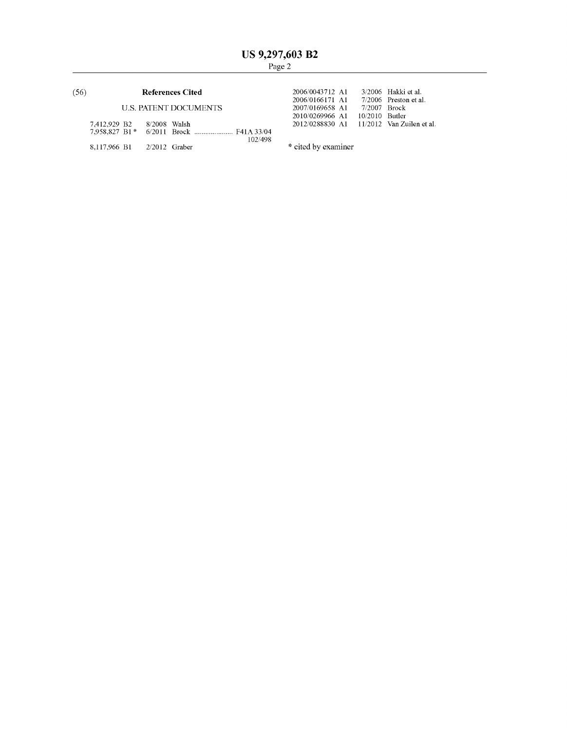(56) **References Cited**

U.S. PATENT DOCUMENTS

| | | | |
|---|---|---|---|
| 7,412,929 B2 | 8/2008 | Walsh | |
| 7,958,827 B1 * | 6/2011 | Brock | F41A 33/04 102/498 |
| 8,117,966 B1 | 2/2012 | Graber | |
| 2006/0043712 A1 | 3/2006 | Hakki et al. | |
| 2006/0166171 A1 | 7/2006 | Preston et al. | |
| 2007/0169658 A1 | 7/2007 | Brock | |
| 2010/0269966 A1 | 10/2010 | Butler | |
| 2012/0288830 A1 | 11/2012 | Van Zuilen et al. | |

* cited by examiner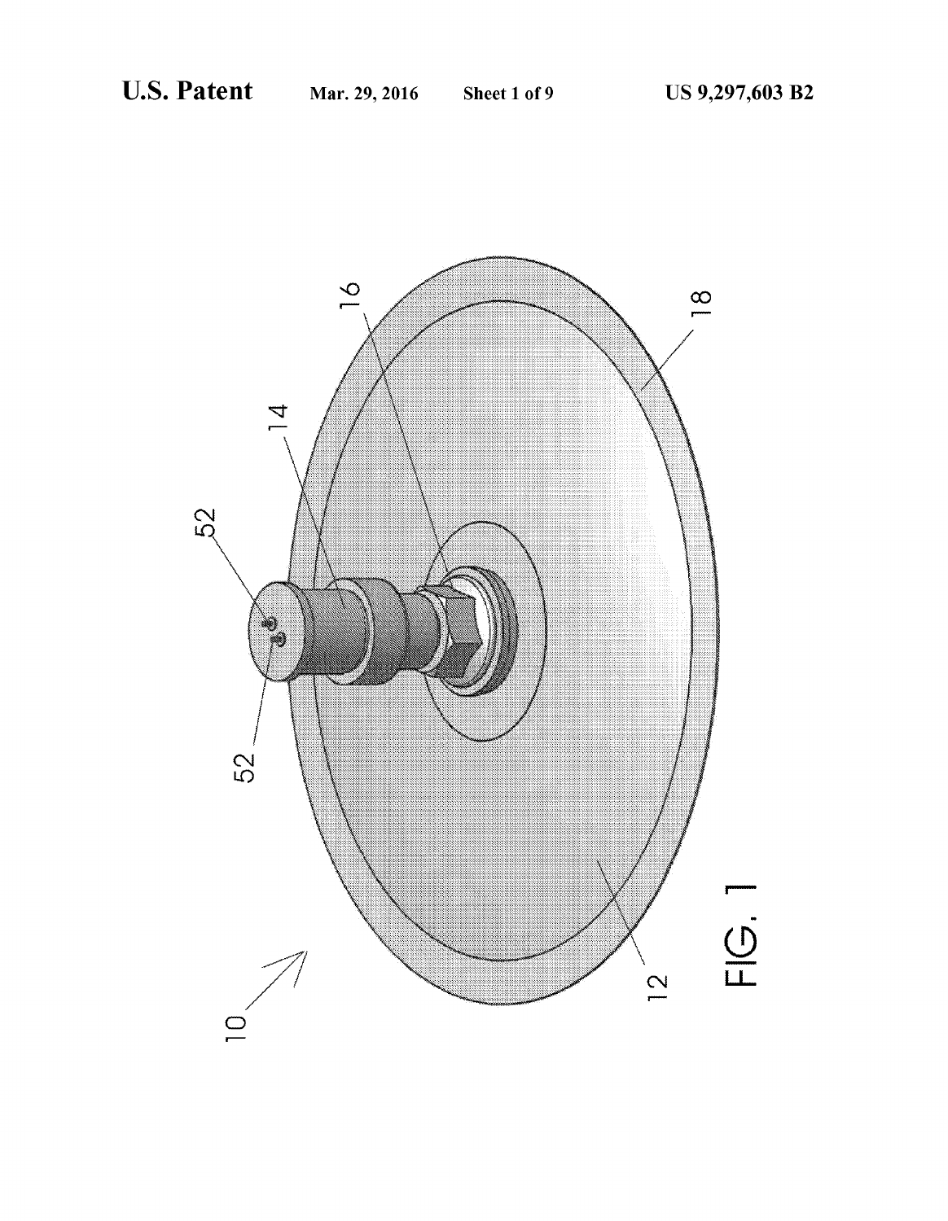FIG. 1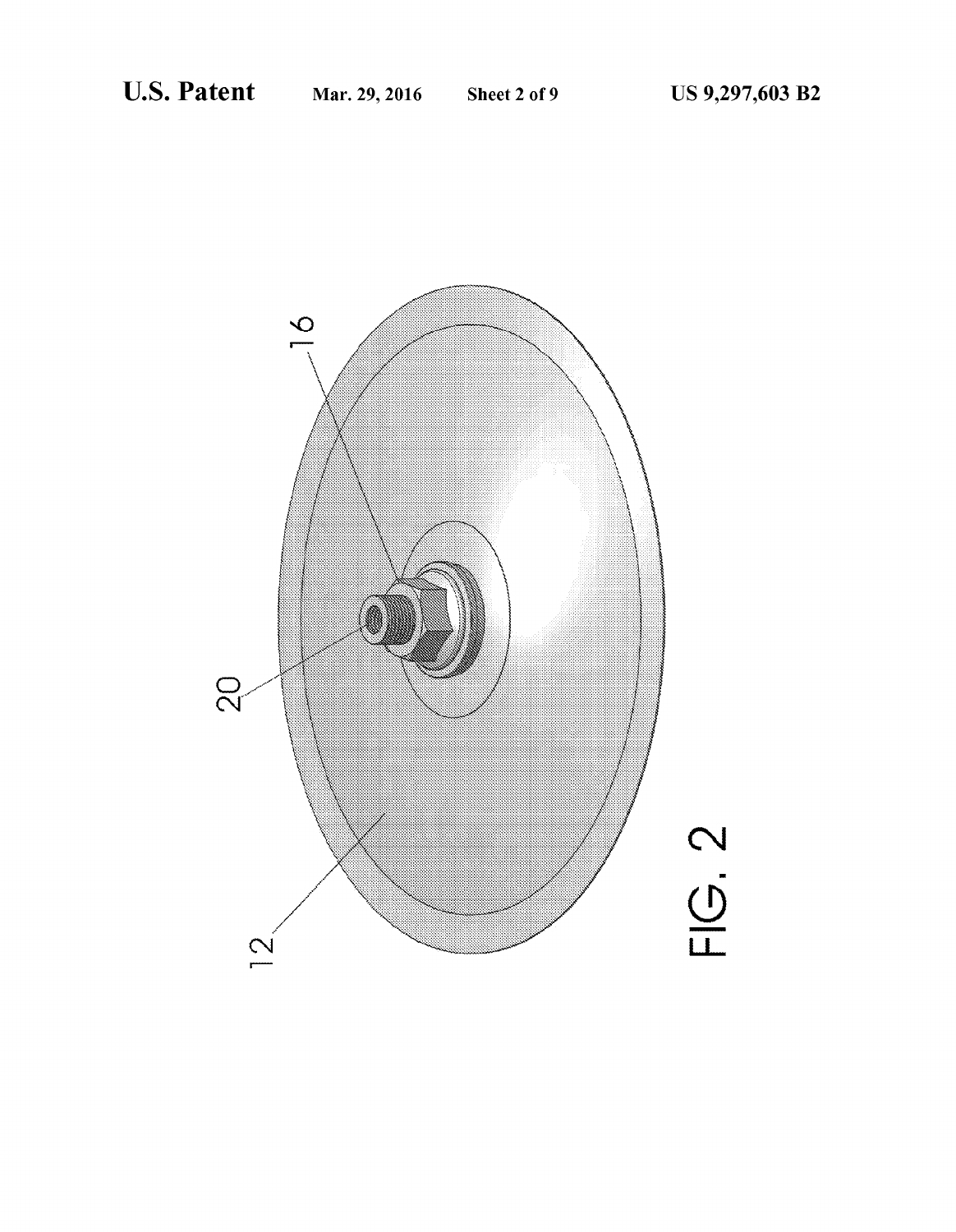FIG. 2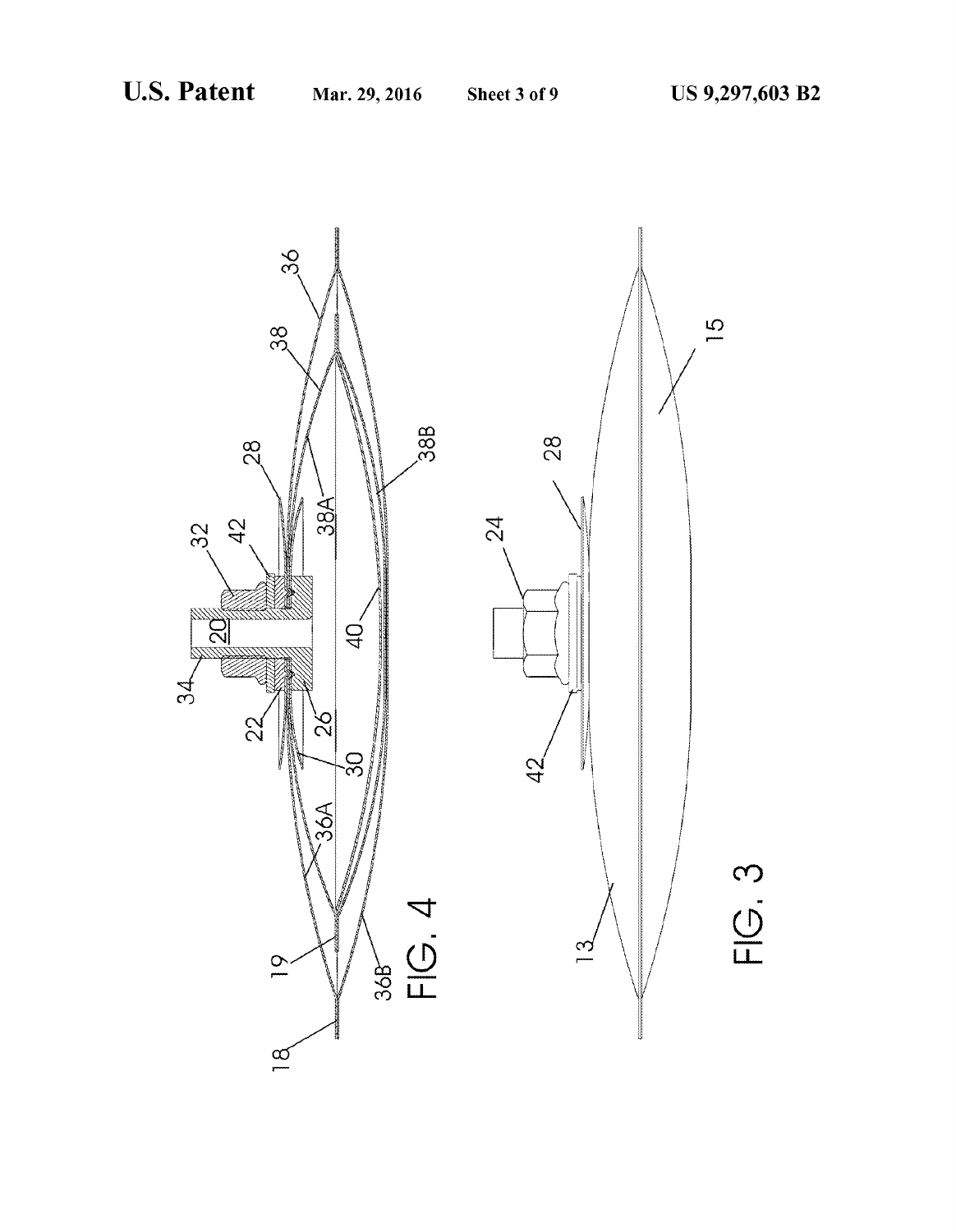FIG. 4

FIG. 3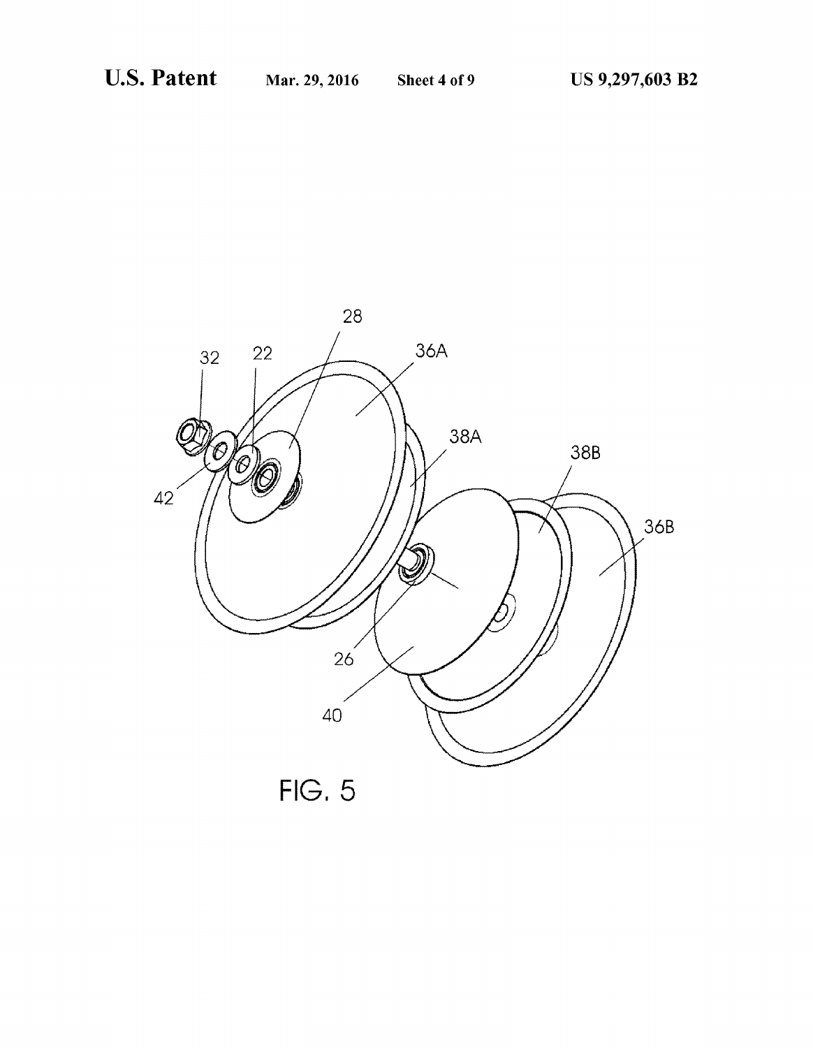FIG. 5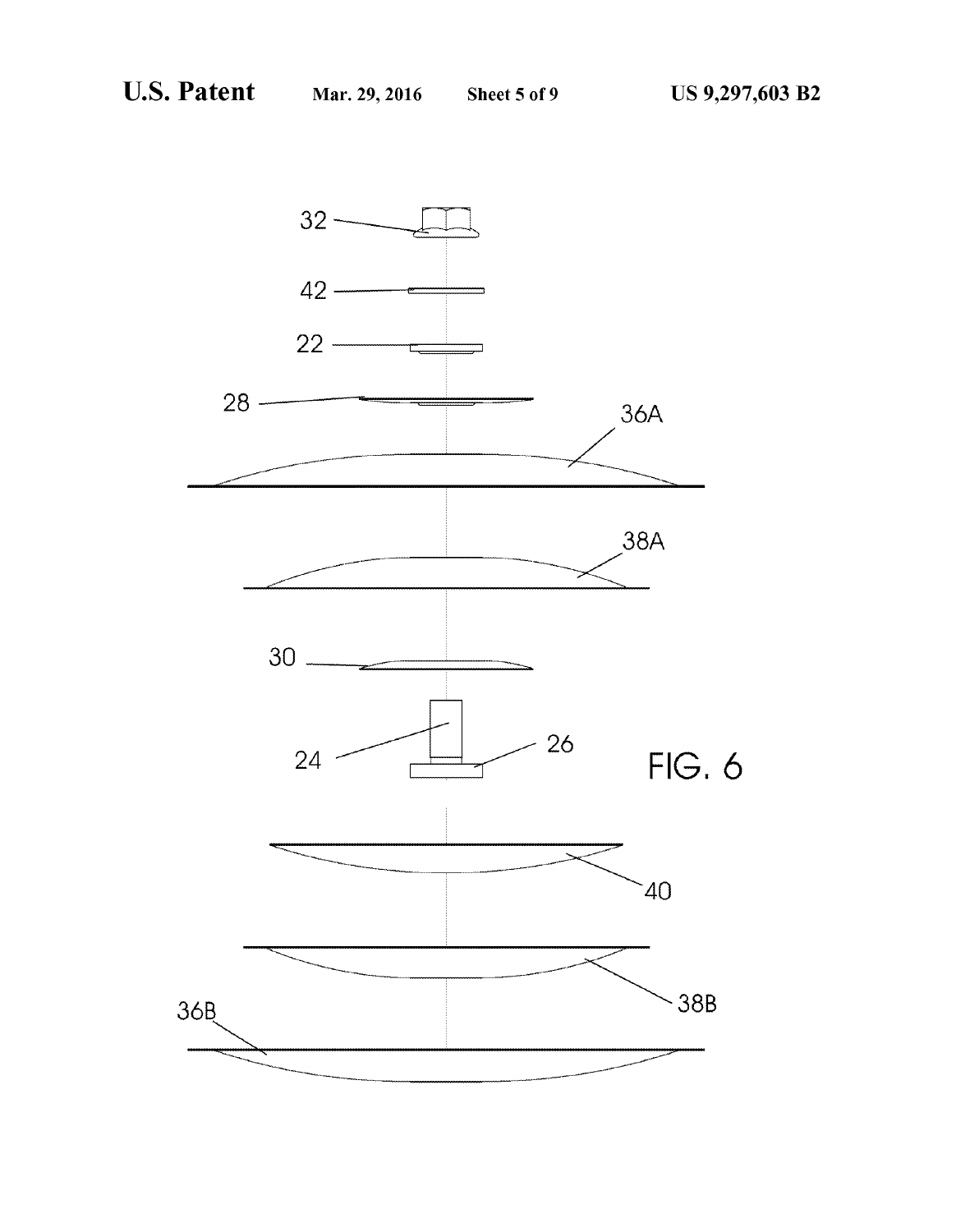FIG. 6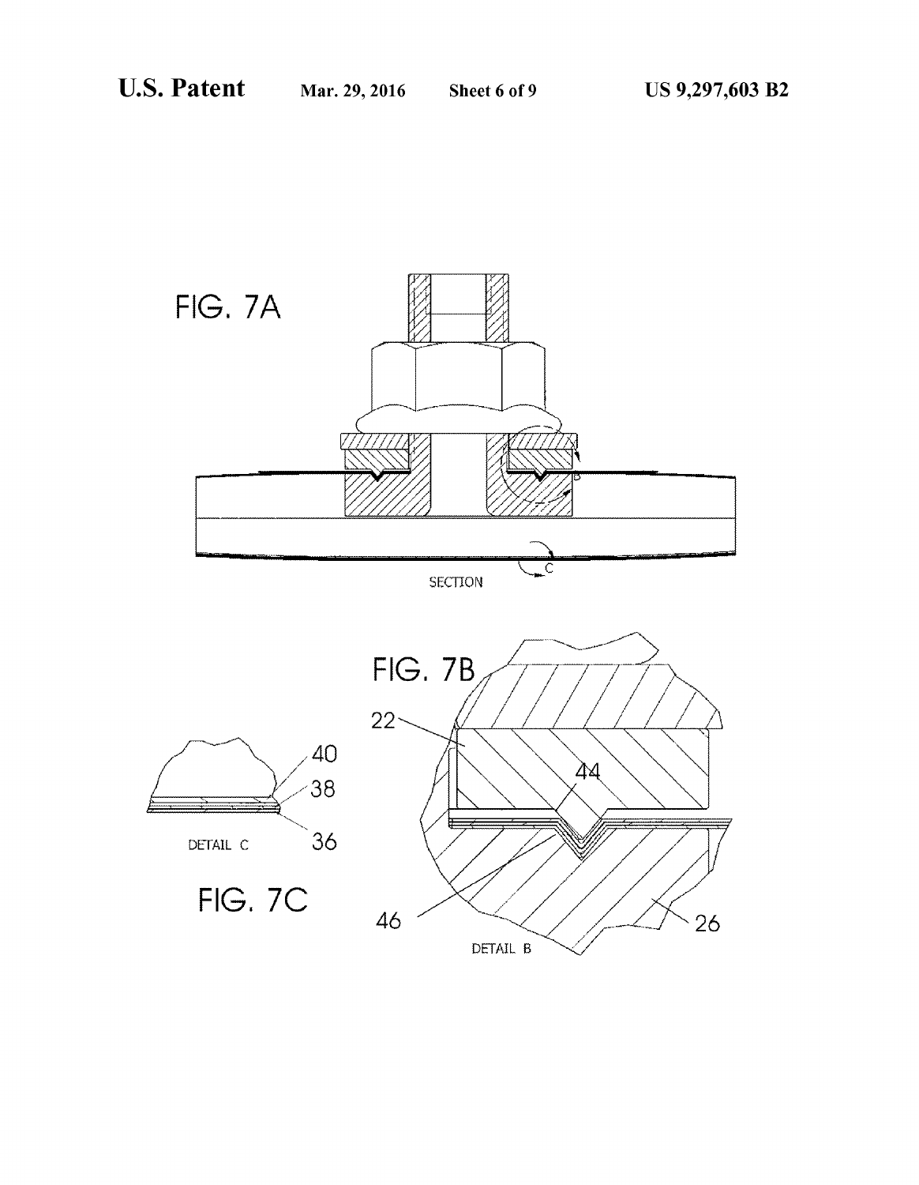FIG. 7A

SECTION

FIG. 7B

22

44

46

26

DETAIL B

40

38

36

DETAIL C

FIG. 7C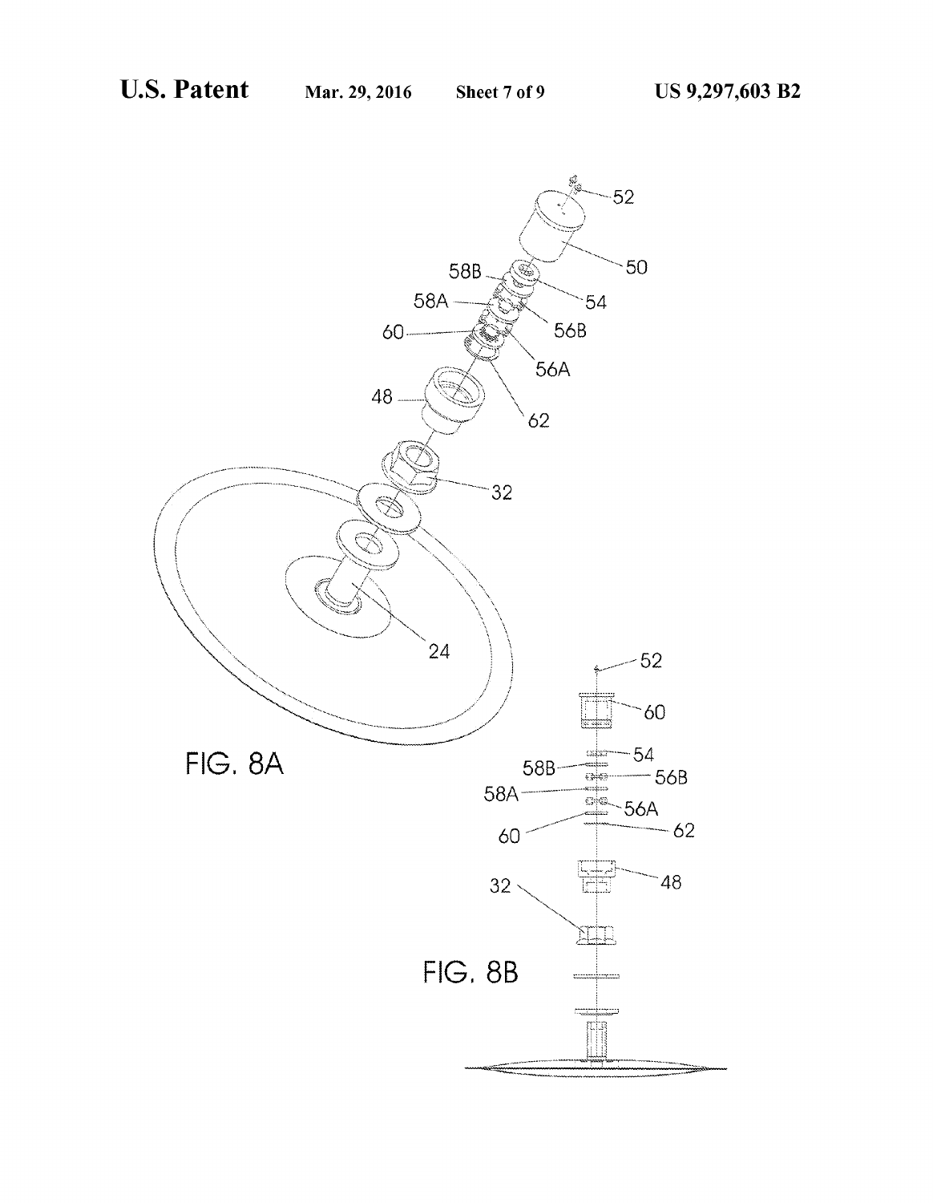FIG. 8A

FIG. 8B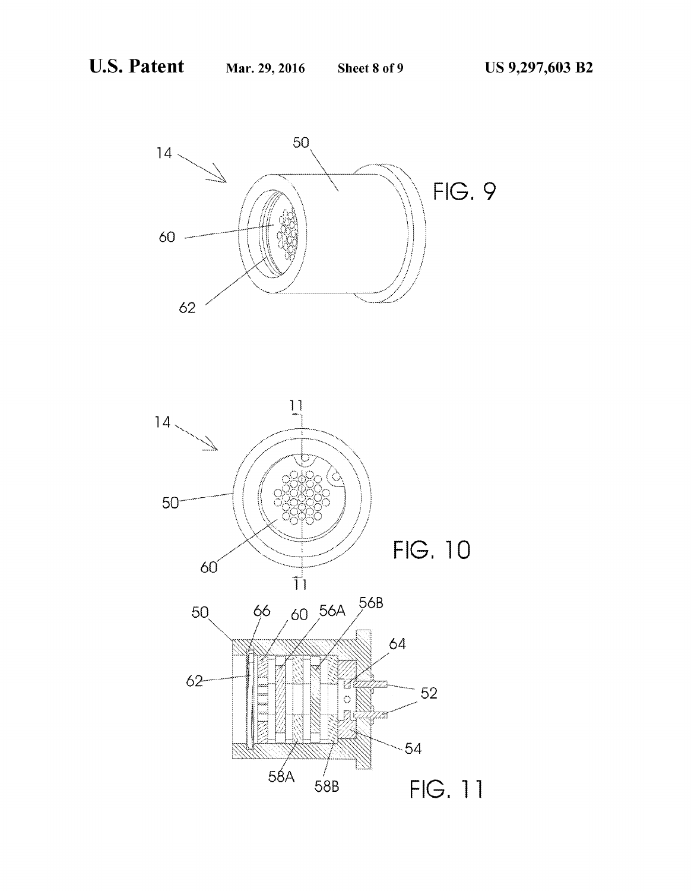FIG. 9

FIG. 10

FIG. 11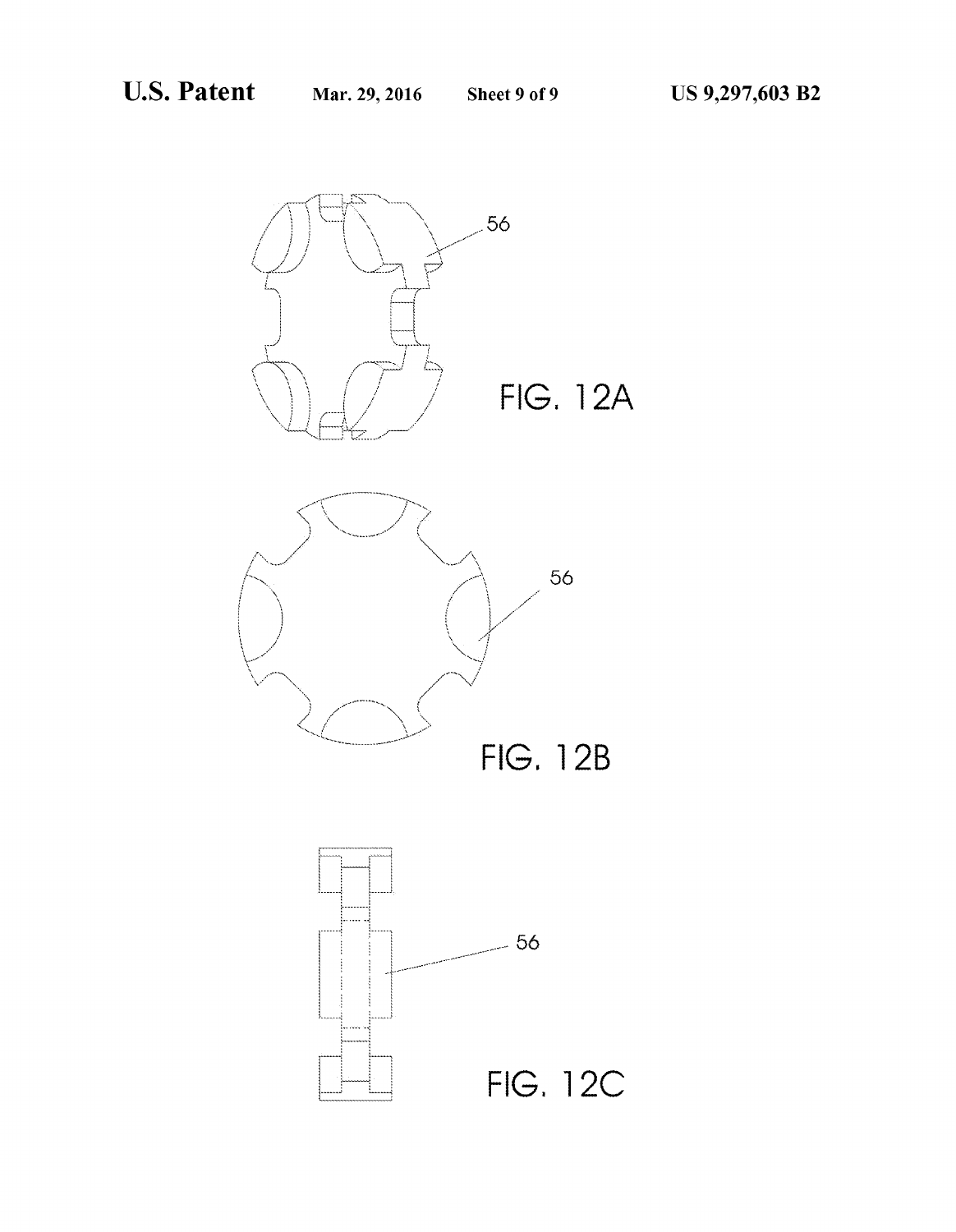56

FIG. 12A

56

FIG. 12B

56

FIG. 12C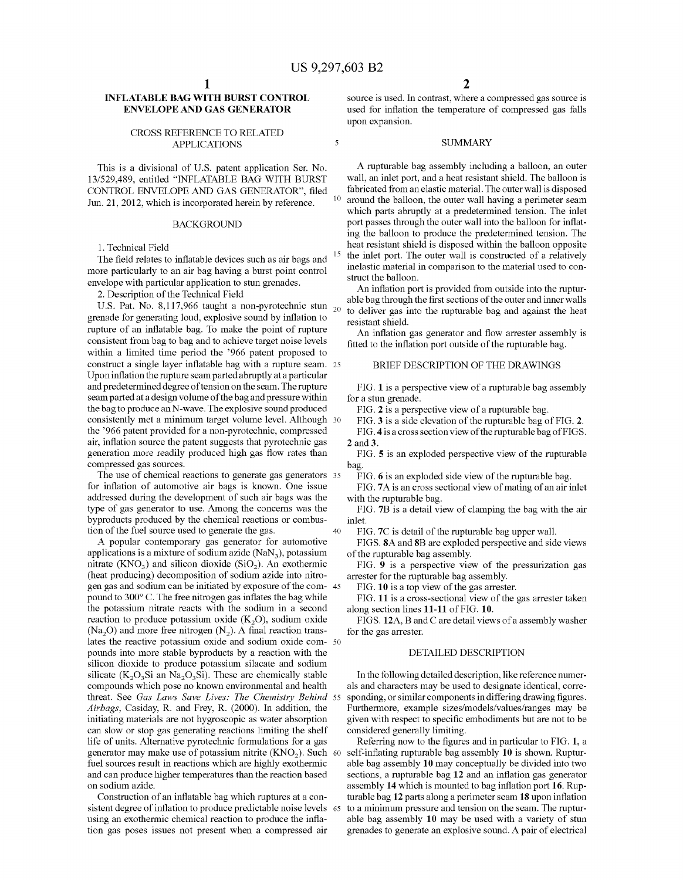# INFLATABLE BAG WITH BURST CONTROL ENVELOPE AND GAS GENERATOR

## CROSS REFERENCE TO RELATED APPLICATIONS

This is a divisional of U.S. patent application Ser. No. 13/529,489, entitled "INFLATABLE BAG WITH BURST CONTROL ENVELOPE AND GAS GENERATOR", filed Jun. 21, 2012, which is incorporated herein by reference.

## BACKGROUND

1. Technical Field

The field relates to inflatable devices such as air bags and more particularly to an air bag having a burst point control envelope with particular application to stun grenades.

2. Description of the Technical Field

U.S. Pat. No. 8,117,966 taught a non-pyrotechnic stun grenade for generating loud, explosive sound by inflation to rupture of an inflatable bag. To make the point of rupture consistent from bag to bag and to achieve target noise levels within a limited time period the '966 patent proposed to construct a single layer inflatable bag with a rupture seam. Upon inflation the rupture seam parted abruptly at a particular and predetermined degree of tension on the seam. The rupture seam parted at a design volume of the bag and pressure within the bag to produce an N-wave. The explosive sound produced consistently met a minimum target volume level. Although the '966 patent provided for a non-pyrotechnic, compressed air, inflation source the patent suggests that pyrotechnic gas generation more readily produced high gas flow rates than compressed gas sources.

The use of chemical reactions to generate gas generators for inflation of automotive air bags is known. One issue addressed during the development of such air bags was the type of gas generator to use. Among the concerns was the byproducts produced by the chemical reactions or combustion of the fuel source used to generate the gas.

A popular contemporary gas generator for automotive applications is a mixture of sodium azide ($NaN_3$), potassium nitrate ($KNO_3$) and silicon dioxide ($SiO_2$). An exothermic (heat producing) decomposition of sodium azide into nitrogen gas and sodium can be initiated by exposure of the compound to 300° C. The free nitrogen gas inflates the bag while the potassium nitrate reacts with the sodium in a second reaction to produce potassium oxide ($K_2O$), sodium oxide ($Na_2O$) and more free nitrogen ($N_2$). A final reaction translates the reactive potassium oxide and sodium oxide compounds into more stable byproducts by a reaction with the silicon dioxide to produce potassium silacate and sodium silicate ($K_2O_3Si$ an $Na_2O_3Si$). These are chemically stable compounds which pose no known environmental and health threat. See *Gas Laws Save Lives: The Chemistry Behind Airbags*, Casiday, R. and Frey, R. (2000). In addition, the initiating materials are not hygroscopic as water absorption can slow or stop gas generating reactions limiting the shelf life of units. Alternative pyrotechnic formulations for a gas generator may make use of potassium nitrite ($KNO_2$). Such fuel sources result in reactions which are highly exothermic and can produce higher temperatures than the reaction based on sodium azide.

Construction of an inflatable bag which ruptures at a consistent degree of inflation to produce predictable noise levels using an exothermic chemical reaction to produce the inflation gas poses issues not present when a compressed air source is used. In contrast, where a compressed gas source is used for inflation the temperature of compressed gas falls upon expansion.

## SUMMARY

A rupturable bag assembly including a balloon, an outer wall, an inlet port, and a heat resistant shield. The balloon is fabricated from an elastic material. The outer wall is disposed around the balloon, the outer wall having a perimeter seam which parts abruptly at a predetermined tension. The inlet port passes through the outer wall into the balloon for inflating the balloon to produce the predetermined tension. The heat resistant shield is disposed within the balloon opposite the inlet port. The outer wall is constructed of a relatively inelastic material in comparison to the material used to construct the balloon.

An inflation port is provided from outside into the rupturable bag through the first sections of the outer and inner walls to deliver gas into the rupturable bag and against the heat resistant shield.

An inflation gas generator and flow arrester assembly is fitted to the inflation port outside of the rupturable bag.

## BRIEF DESCRIPTION OF THE DRAWINGS

FIG. **1** is a perspective view of a rupturable bag assembly for a stun grenade.

FIG. **2** is a perspective view of a rupturable bag.

FIG. **3** is a side elevation of the rupturable bag of FIG. **2**.

FIG. **4** is a cross section view of the rupturable bag of FIGS. **2** and **3**.

FIG. **5** is an exploded perspective view of the rupturable bag.

FIG. **6** is an exploded side view of the rupturable bag.

FIG. **7A** is an cross sectional view of mating of an air inlet with the rupturable bag.

FIG. **7B** is a detail view of clamping the bag with the air inlet.

FIG. **7C** is detail of the rupturable bag upper wall.

FIGS. **8A** and **8B** are exploded perspective and side views of the rupturable bag assembly.

FIG. **9** is a perspective view of the pressurization gas arrester for the rupturable bag assembly.

FIG. **10** is a top view of the gas arrester.

FIG. **11** is a cross-sectional view of the gas arrester taken along section lines **11-11** of FIG. **10**.

FIGS. **12A**, B and C are detail views of a assembly washer for the gas arrester.

## DETAILED DESCRIPTION

In the following detailed description, like reference numerals and characters may be used to designate identical, corresponding, or similar components in differing drawing figures. Furthermore, example sizes/models/values/ranges may be given with respect to specific embodiments but are not to be considered generally limiting.

Referring now to the figures and in particular to FIG. **1**, a self-inflating rupturable bag assembly **10** is shown. Rupturable bag assembly **10** may conceptually be divided into two sections, a rupturable bag **12** and an inflation gas generator assembly **14** which is mounted to bag inflation port **16**. Rupturable bag **12** parts along a perimeter seam **18** upon inflation to a minimum pressure and tension on the seam. The rupturable bag assembly **10** may be used with a variety of stun grenades to generate an explosive sound. A pair of electrical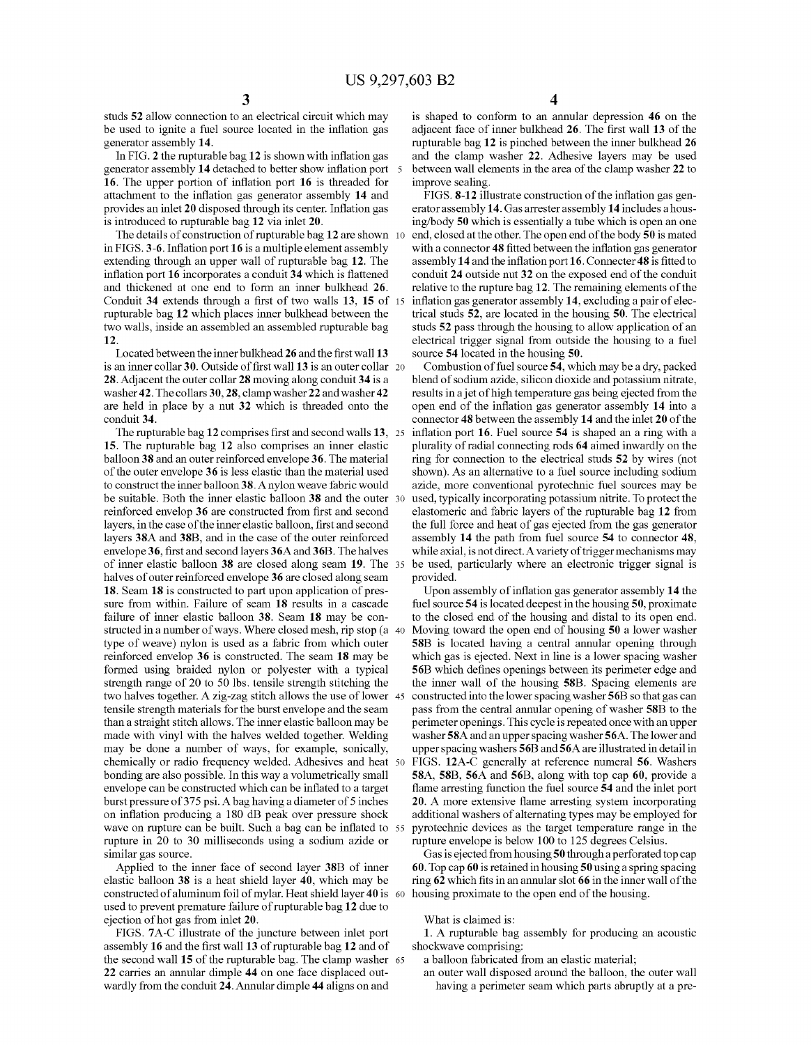studs **52** allow connection to an electrical circuit which may be used to ignite a fuel source located in the inflation gas generator assembly **14**.

In FIG. **2** the rupturable bag **12** is shown with inflation gas generator assembly **14** detached to better show inflation port **16**. The upper portion of inflation port **16** is threaded for attachment to the inflation gas generator assembly **14** and provides an inlet **20** disposed through its center. Inflation gas is introduced to rupturable bag **12** via inlet **20**.

The details of construction of rupturable bag **12** are shown in FIGS. **3-6**. Inflation port **16** is a multiple element assembly extending through an upper wall of rupturable bag **12**. The inflation port **16** incorporates a conduit **34** which is flattened and thickened at one end to form an inner bulkhead **26**. Conduit **34** extends through a first of two walls **13**, **15** of rupturable bag **12** which places inner bulkhead between the two walls, inside an assembled an assembled rupturable bag **12**.

Located between the inner bulkhead **26** and the first wall **13** is an inner collar **30**. Outside of first wall **13** is an outer collar **28**. Adjacent the outer collar **28** moving along conduit **34** is a washer **42**. The collars **30**, **28**, clamp washer **22** and washer **42** are held in place by a nut **32** which is threaded onto the conduit **34**.

The rupturable bag **12** comprises first and second walls **13**, **15**. The rupturable bag **12** also comprises an inner elastic balloon **38** and an outer reinforced envelope **36**. The material of the outer envelope **36** is less elastic than the material used to construct the inner balloon **38**. A nylon weave fabric would be suitable. Both the inner elastic balloon **38** and the outer reinforced envelop **36** are constructed from first and second layers, in the case of the inner elastic balloon, first and second layers **38A** and **38B**, and in the case of the outer reinforced envelope **36**, first and second layers **36A** and **36B**. The halves of inner elastic balloon **38** are closed along seam **19**. The halves of outer reinforced envelope **36** are closed along seam **18**. Seam **18** is constructed to part upon application of pressure from within. Failure of seam **18** results in a cascade failure of inner elastic balloon **38**. Seam **18** may be constructed in a number of ways. Where closed mesh, rip stop (a type of weave) nylon is used as a fabric from which outer reinforced envelop **36** is constructed. The seam **18** may be formed using braided nylon or polyester with a typical strength range of 20 to 50 lbs. tensile strength stitching the two halves together. A zig-zag stitch allows the use of lower tensile strength materials for the burst envelope and the seam than a straight stitch allows. The inner elastic balloon may be made with vinyl with the halves welded together. Welding may be done a number of ways, for example, sonically, chemically or radio frequency welded. Adhesives and heat bonding are also possible. In this way a volumetrically small envelope can be constructed which can be inflated to a target burst pressure of 375 psi. A bag having a diameter of 5 inches on inflation producing a 180 dB peak over pressure shock wave on rupture can be built. Such a bag can be inflated to rupture in 20 to 30 milliseconds using a sodium azide or similar gas source.

Applied to the inner face of second layer **38B** of inner elastic balloon **38** is a heat shield layer **40**, which may be constructed of aluminum foil of mylar. Heat shield layer **40** is used to prevent premature failure of rupturable bag **12** due to ejection of hot gas from inlet **20**.

FIGS. **7A-C** illustrate of the juncture between inlet port assembly **16** and the first wall **13** of rupturable bag **12** and of the second wall **15** of the rupturable bag. The clamp washer **22** carries an annular dimple **44** on one face displaced outwardly from the conduit **24**. Annular dimple **44** aligns on and is shaped to conform to an annular depression **46** on the adjacent face of inner bulkhead **26**. The first wall **13** of the rupturable bag **12** is pinched between the inner bulkhead **26** and the clamp washer **22**. Adhesive layers may be used between wall elements in the area of the clamp washer **22** to improve sealing.

FIGS. **8-12** illustrate construction of the inflation gas generator assembly **14**. Gas arrester assembly **14** includes a housing/body **50** which is essentially a tube which is open an one end, closed at the other. The open end of the body **50** is mated with a connector **48** fitted between the inflation gas generator assembly **14** and the inflation port **16**. Connecter **48** is fitted to conduit **24** outside nut **32** on the exposed end of the conduit relative to the rupture bag **12**. The remaining elements of the inflation gas generator assembly **14**, excluding a pair of electrical studs **52**, are located in the housing **50**. The electrical studs **52** pass through the housing to allow application of an electrical trigger signal from outside the housing to a fuel source **54** located in the housing **50**.

Combustion of fuel source **54**, which may be a dry, packed blend of sodium azide, silicon dioxide and potassium nitrate, results in a jet of high temperature gas being ejected from the open end of the inflation gas generator assembly **14** into a connector **48** between the assembly **14** and the inlet **20** of the inflation port **16**. Fuel source **54** is shaped an a ring with a plurality of radial connecting rods **64** aimed inwardly on the ring for connection to the electrical studs **52** by wires (not shown). As an alternative to a fuel source including sodium azide, more conventional pyrotechnic fuel sources may be used, typically incorporating potassium nitrite. To protect the elastomeric and fabric layers of the rupturable bag **12** from the full force and heat of gas ejected from the gas generator assembly **14** the path from fuel source **54** to connector **48**, while axial, is not direct. A variety of trigger mechanisms may be used, particularly where an electronic trigger signal is provided.

Upon assembly of inflation gas generator assembly **14** the fuel source **54** is located deepest in the housing **50**, proximate to the closed end of the housing and distal to its open end. Moving toward the open end of housing **50** a lower washer **58B** is located having a central annular opening through which gas is ejected. Next in line is a lower spacing washer **56B** which defines openings between its perimeter edge and the inner wall of the housing **58B**. Spacing elements are constructed into the lower spacing washer **56B** so that gas can pass from the central annular opening of washer **58B** to the perimeter openings. This cycle is repeated once with an upper washer **58A** and an upper spacing washer **56A**. The lower and upper spacing washers **56B** and **56A** are illustrated in detail in FIGS. **12A-C** generally at reference numeral **56**. Washers **58A**, **58B**, **56A** and **56B**, along with top cap **60**, provide a flame arresting function the fuel source **54** and the inlet port **20**. A more extensive flame arresting system incorporating additional washers of alternating types may be employed for pyrotechnic devices as the target temperature range in the rupture envelope is below 100 to 125 degrees Celsius.

Gas is ejected from housing **50** through a perforated top cap **60**. Top cap **60** is retained in housing **50** using a spring spacing ring **62** which fits in an annular slot **66** in the inner wall of the housing proximate to the open end of the housing.

What is claimed is:

1. A rupturable bag assembly for producing an acoustic shockwave comprising:

a balloon fabricated from an elastic material;

an outer wall disposed around the balloon, the outer wall having a perimeter seam which parts abruptly at a pre-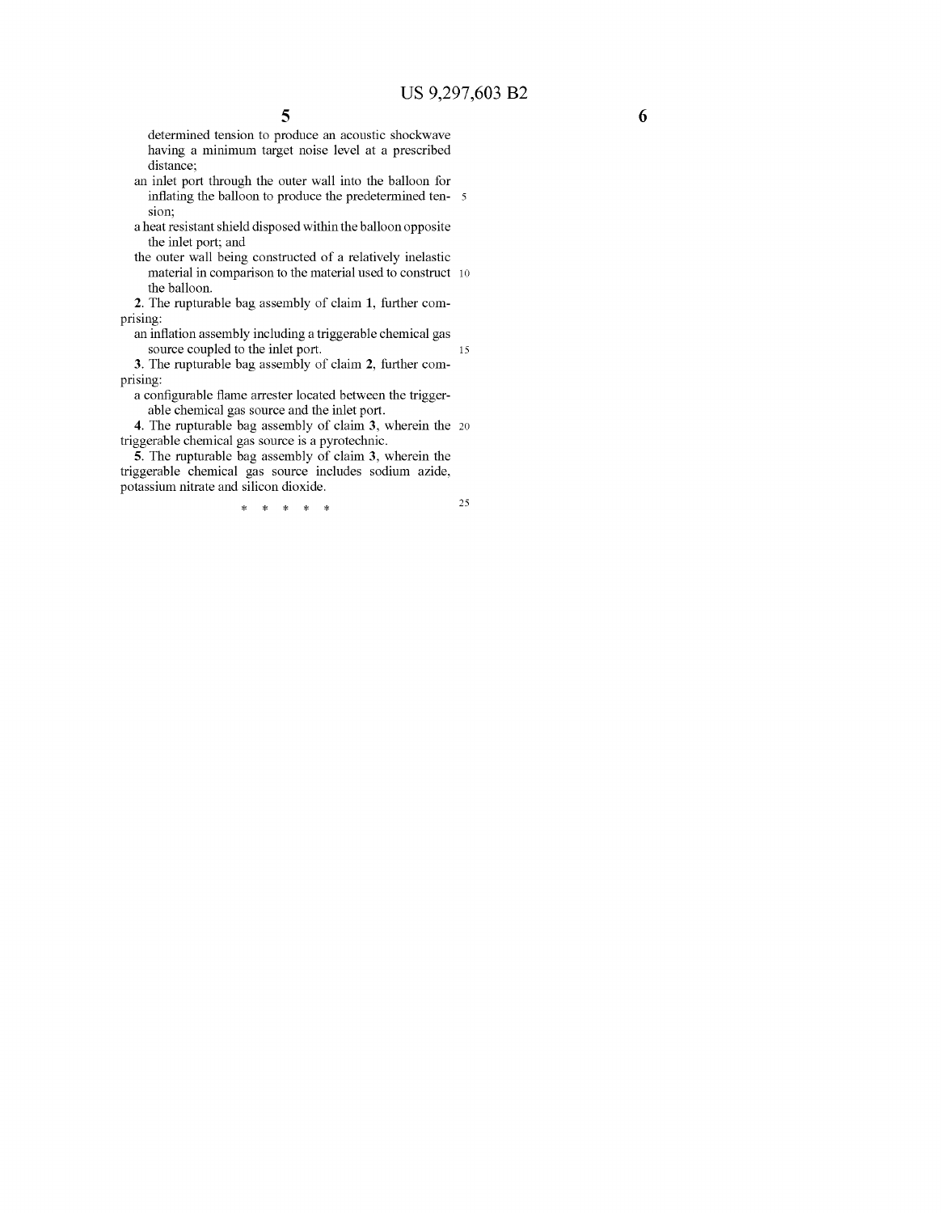determined tension to produce an acoustic shockwave having a minimum target noise level at a prescribed distance;

an inlet port through the outer wall into the balloon for inflating the balloon to produce the predetermined tension;

a heat resistant shield disposed within the balloon opposite the inlet port; and

the outer wall being constructed of a relatively inelastic material in comparison to the material used to construct the balloon.

**2**. The rupturable bag assembly of claim **1**, further comprising:

an inflation assembly including a triggerable chemical gas source coupled to the inlet port.

**3**. The rupturable bag assembly of claim **2**, further comprising:

a configurable flame arrester located between the triggerable chemical gas source and the inlet port.

**4**. The rupturable bag assembly of claim **3**, wherein the triggerable chemical gas source is a pyrotechnic.

**5**. The rupturable bag assembly of claim **3**, wherein the triggerable chemical gas source includes sodium azide, potassium nitrate and silicon dioxide.

* * * * *